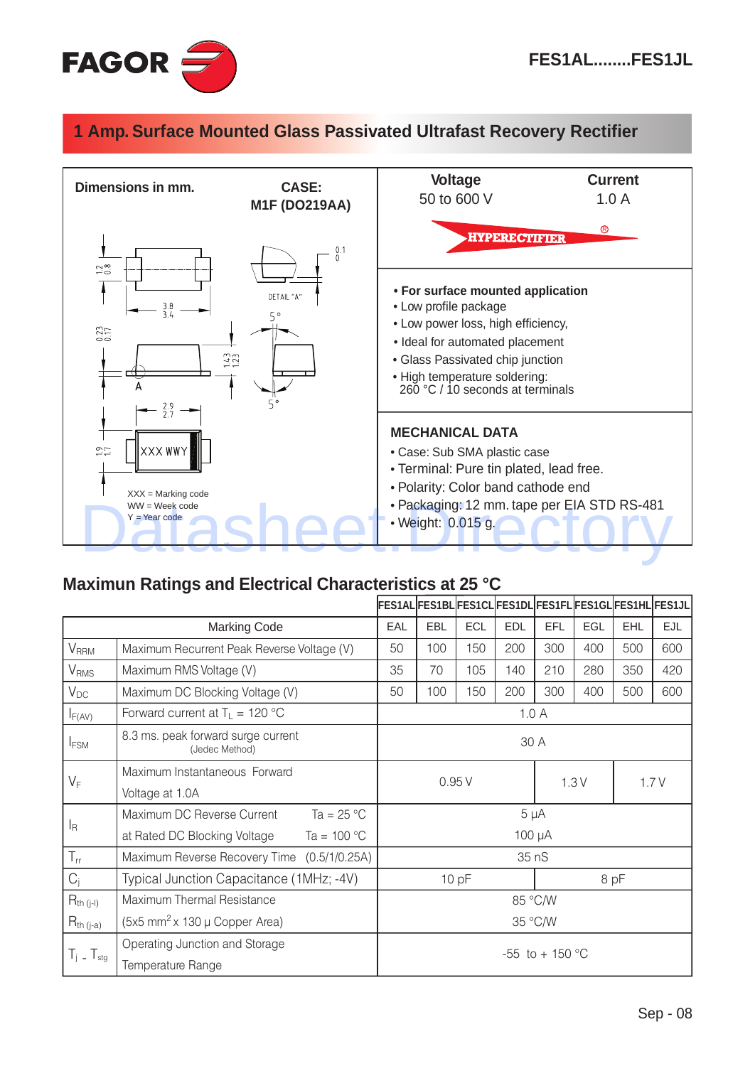# FES1AL........FES1JL

## 1 Amp. Surface Mounted Glass Passivated Ultrafast Recovery Rectifier

**Dimensions in mm.**

**CASE: M1F (DO219AA)**

XXX = Marking code
WW = Week code
Y = Year code

**Voltage**
50 to 600 V

**Current**
1.0 A

HYPERECTIFIER®

- **For surface mounted application**
- Low profile package
- Low power loss, high efficiency,
- Ideal for automated placement
- Glass Passivated chip junction
- High temperature soldering: 260 °C / 10 seconds at terminals

### MECHANICAL DATA

- Case: Sub SMA plastic case
- Terminal: Pure tin plated, lead free.
- Polarity: Color band cathode end
- Packaging: 12 mm. tape per EIA STD RS-481
- Weight: 0.015 g.

## Maximun Ratings and Electrical Characteristics at 25 °C

| Symbol | Parameter | FES1AL | FES1BL | FES1CL | FES1DL | FES1FL | FES1GL | FES1HL | FES1JL |
|---|---|---|---|---|---|---|---|---|---|
| | Marking Code | EAL | EBL | ECL | EDL | EFL | EGL | EHL | EJL |
| $V_{RRM}$ | Maximum Recurrent Peak Reverse Voltage (V) | 50 | 100 | 150 | 200 | 300 | 400 | 500 | 600 |
| $V_{RMS}$ | Maximum RMS Voltage (V) | 35 | 70 | 105 | 140 | 210 | 280 | 350 | 420 |
| $V_{DC}$ | Maximum DC Blocking Voltage (V) | 50 | 100 | 150 | 200 | 300 | 400 | 500 | 600 |
| $I_{F(AV)}$ | Forward current at $T_L$ = 120 °C | 1.0 A | | | | | | | |
| $I_{FSM}$ | 8.3 ms. peak forward surge current (Jedec Method) | 30 A | | | | | | | |
| $V_F$ | Maximum Instantaneous Forward Voltage at 1.0A | 0.95 V | | | | 1.3 V | | 1.7 V | |
| $I_R$ | Maximum DC Reverse Current at Rated DC Blocking Voltage, Ta = 25 °C | 5 µA | | | | | | | |
| | Ta = 100 °C | 100 µA | | | | | | | |
| $T_{rr}$ | Maximum Reverse Recovery Time (0.5/1/0.25A) | 35 nS | | | | | | | |
| $C_j$ | Typical Junction Capacitance (1MHz; -4V) | 10 pF | | | | 8 pF | | | |
| $R_{th\ (j-l)}$ | Maximum Thermal Resistance | 85 °C/W | | | | | | | |
| $R_{th\ (j-a)}$ | (5x5 mm$^2$ x 130 µ Copper Area) | 35 °C/W | | | | | | | |
| $T_j$ - $T_{stg}$ | Operating Junction and Storage Temperature Range | -55 to + 150 °C | | | | | | | |

Sep - 08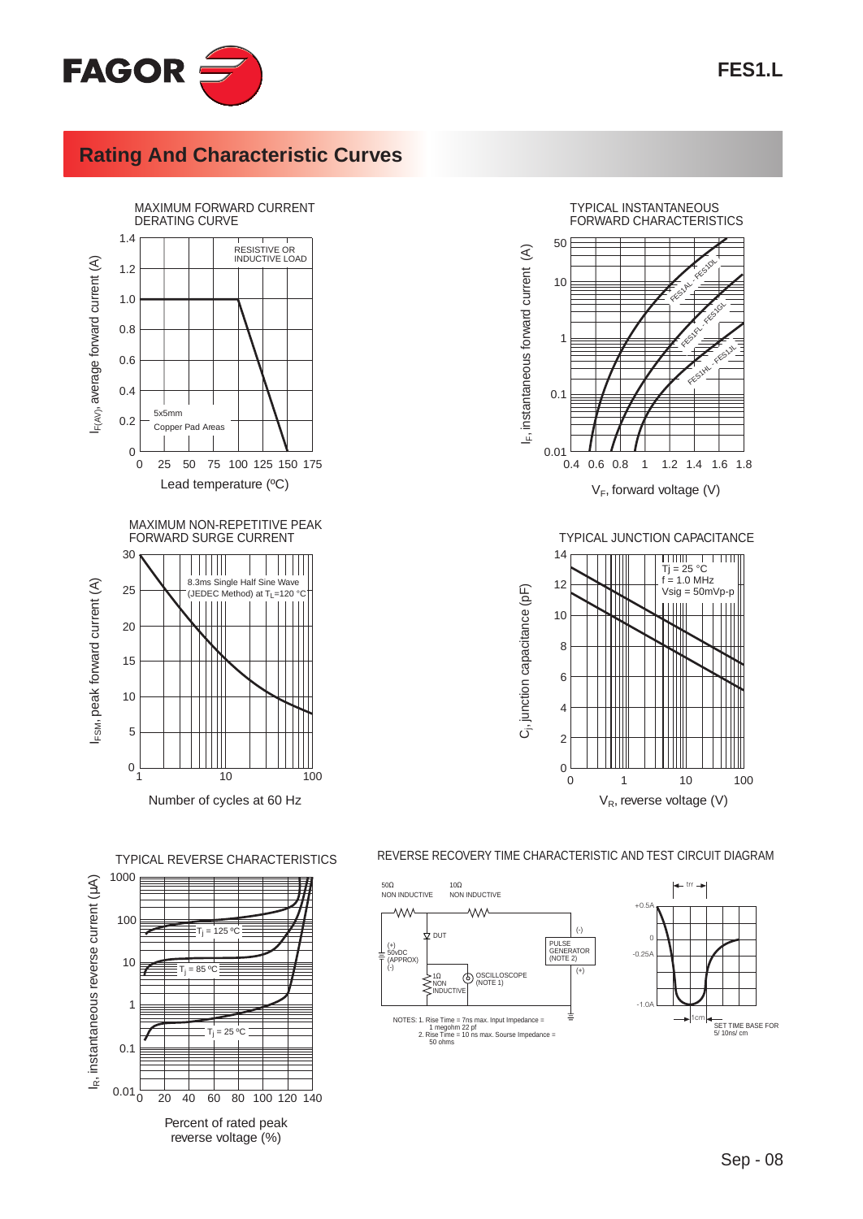## Rating And Characteristic Curves

MAXIMUM FORWARD CURRENT DERATING CURVE

$I_{F(AV)}$, average forward current (A)

1.4
1.2
1.0
0.8
0.6
0.4
0.2
0

RESISTIVE OR INDUCTIVE LOAD

5x5mm
Copper Pad Areas

0 25 50 75 100 125 150 175

Lead temperature (ºC)

TYPICAL INSTANTANEOUS FORWARD CHARACTERISTICS

$I_F$, instantaneous forward current (A)

50
10
1
0.1
0.01

FES1AL - FES1DL
FES1FL - FES1GL
FES1HL - FES1JL

0.4 0.6 0.8 1 1.2 1.4 1.6 1.8

$V_F$, forward voltage (V)

MAXIMUM NON-REPETITIVE PEAK FORWARD SURGE CURRENT

$I_{FSM}$, peak forward current (A)

30
25
20
15
10
5
0

8.3ms Single Half Sine Wave (JEDEC Method) at $T_L$=120 °C

1 10 100

Number of cycles at 60 Hz

TYPICAL JUNCTION CAPACITANCE

$C_j$, junction capacitance (pF)

14
12
10
8
6
4
2
0

Tj = 25 °C
f = 1.0 MHz
Vsig = 50mVp-p

0 1 10 100

$V_R$, reverse voltage (V)

TYPICAL REVERSE CHARACTERISTICS

$I_R$, instantaneous reverse current (µA)

1000
100
10
1
0.1
0.01

$T_j$ = 125 ºC
$T_j$ = 85 ºC
$T_j$ = 25 ºC

0 20 40 60 80 100 120 140

Percent of rated peak reverse voltage (%)

REVERSE RECOVERY TIME CHARACTERISTIC AND TEST CIRCUIT DIAGRAM

50Ω NON INDUCTIVE
10Ω NON INDUCTIVE
DUT
(+) 50vDC (APPROX) (-)
1Ω NON INDUCTIVE
OSCILLOSCOPE (NOTE 1)
PULSE GENERATOR (NOTE 2)
(-)
(+)

NOTES: 1. Rise Time = 7ns max. Input Impedance = 1 megohm 22 pf
2. Rise Time = 10 ns max. Sourse Impedance = 50 ohms

trr
+0.5A
0
-0.25A
-1.0A
1cm
SET TIME BASE FOR 5/ 10ns/ cm

Sep - 08